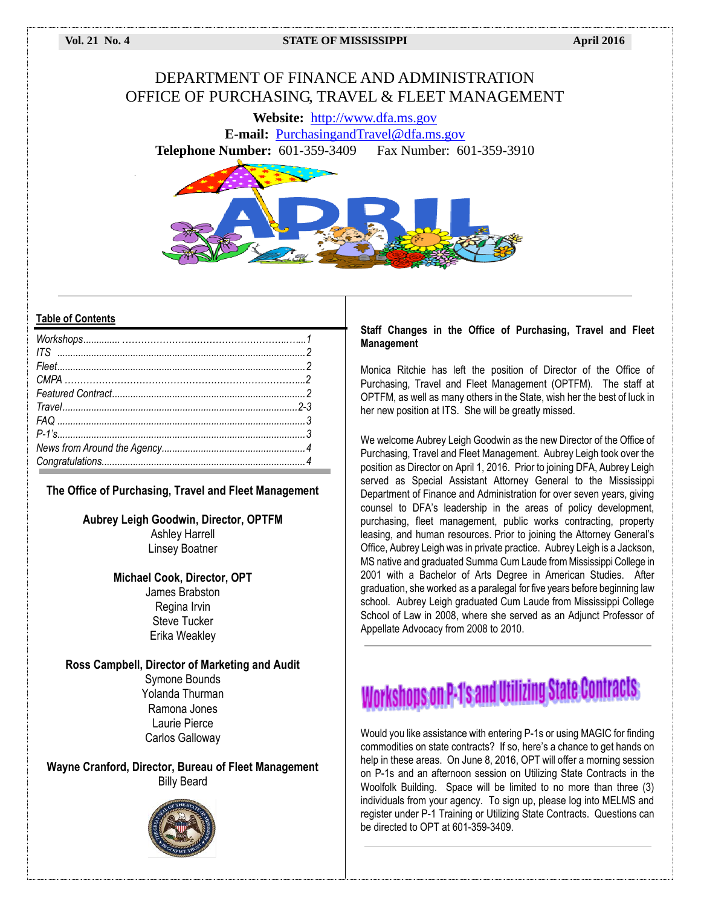# DEPARTMENT OF FINANCE AND ADMINISTRATION
# OFFICE OF PURCHASING, TRAVEL & FLEET MANAGEMENT

**Website:** http://www.dfa.ms.gov
**E-mail:** PurchasingandTravel@dfa.ms.gov
**Telephone Number:** 601-359-3409 Fax Number: 601-359-3910

## Table of Contents

*Workshops ........................................................1*
*ITS ........................................................2*
*Fleet ........................................................2*
*CMPA ........................................................2*
*Featured Contract ........................................................2*
*Travel ........................................................2-3*
*FAQ ........................................................3*
*P-1's ........................................................3*
*News from Around the Agency ........................................................4*
*Congratulations ........................................................4*

### The Office of Purchasing, Travel and Fleet Management

**Aubrey Leigh Goodwin, Director, OPTFM**
Ashley Harrell
Linsey Boatner

**Michael Cook, Director, OPT**
James Brabston
Regina Irvin
Steve Tucker
Erika Weakley

**Ross Campbell, Director of Marketing and Audit**
Symone Bounds
Yolanda Thurman
Ramona Jones
Laurie Pierce
Carlos Galloway

**Wayne Cranford, Director, Bureau of Fleet Management**
Billy Beard

## Staff Changes in the Office of Purchasing, Travel and Fleet Management

Monica Ritchie has left the position of Director of the Office of Purchasing, Travel and Fleet Management (OPTFM). The staff at OPTFM, as well as many others in the State, wish her the best of luck in her new position at ITS. She will be greatly missed.

We welcome Aubrey Leigh Goodwin as the new Director of the Office of Purchasing, Travel and Fleet Management. Aubrey Leigh took over the position as Director on April 1, 2016. Prior to joining DFA, Aubrey Leigh served as Special Assistant Attorney General to the Mississippi Department of Finance and Administration for over seven years, giving counsel to DFA's leadership in the areas of policy development, purchasing, fleet management, public works contracting, property leasing, and human resources. Prior to joining the Attorney General's Office, Aubrey Leigh was in private practice. Aubrey Leigh is a Jackson, MS native and graduated Summa Cum Laude from Mississippi College in 2001 with a Bachelor of Arts Degree in American Studies. After graduation, she worked as a paralegal for five years before beginning law school. Aubrey Leigh graduated Cum Laude from Mississippi College School of Law in 2008, where she served as an Adjunct Professor of Appellate Advocacy from 2008 to 2010.

## Workshops on P-1's and Utilizing State Contracts

Would you like assistance with entering P-1s or using MAGIC for finding commodities on state contracts? If so, here's a chance to get hands on help in these areas. On June 8, 2016, OPT will offer a morning session on P-1s and an afternoon session on Utilizing State Contracts in the Woolfolk Building. Space will be limited to no more than three (3) individuals from your agency. To sign up, please log into MELMS and register under P-1 Training or Utilizing State Contracts. Questions can be directed to OPT at 601-359-3409.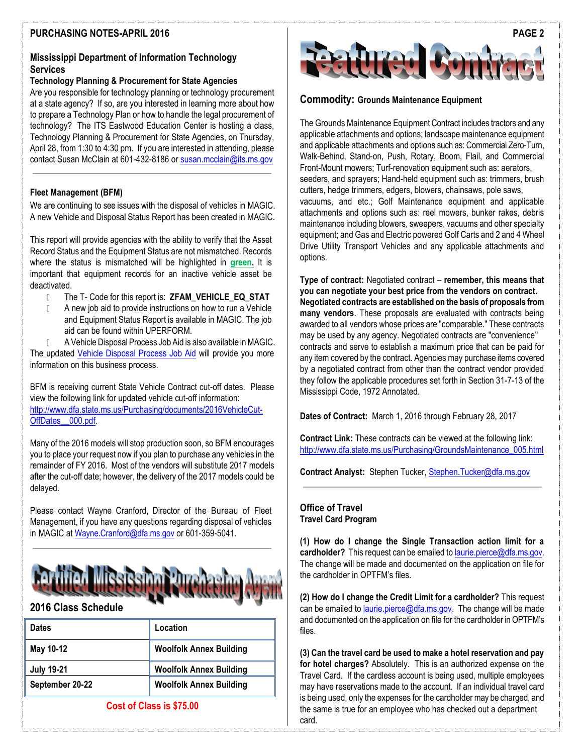## PURCHASING NOTES-APRIL 2016

### Mississippi Department of Information Technology Services

**Technology Planning & Procurement for State Agencies**

Are you responsible for technology planning or technology procurement at a state agency? If so, are you interested in learning more about how to prepare a Technology Plan or how to handle the legal procurement of technology? The ITS Eastwood Education Center is hosting a class, Technology Planning & Procurement for State Agencies, on Thursday, April 28, from 1:30 to 4:30 pm. If you are interested in attending, please contact Susan McClain at 601-432-8186 or susan.mcclain@its.ms.gov

---

### Fleet Management (BFM)

We are continuing to see issues with the disposal of vehicles in MAGIC. A new Vehicle and Disposal Status Report has been created in MAGIC.

This report will provide agencies with the ability to verify that the Asset Record Status and the Equipment Status are not mismatched. Records where the status is mismatched will be highlighted in **green.** It is important that equipment records for an inactive vehicle asset be deactivated.

- The T- Code for this report is: **ZFAM_VEHICLE_EQ_STAT**
- A new job aid to provide instructions on how to run a Vehicle and Equipment Status Report is available in MAGIC. The job aid can be found within UPERFORM.
- A Vehicle Disposal Process Job Aid is also available in MAGIC.

The updated Vehicle Disposal Process Job Aid will provide you more information on this business process.

BFM is receiving current State Vehicle Contract cut-off dates. Please view the following link for updated vehicle cut-off information: http://www.dfa.state.ms.us/Purchasing/documents/2016VehicleCut-OffDates__000.pdf.

Many of the 2016 models will stop production soon, so BFM encourages you to place your request now if you plan to purchase any vehicles in the remainder of FY 2016. Most of the vendors will substitute 2017 models after the cut-off date; however, the delivery of the 2017 models could be delayed.

Please contact Wayne Cranford, Director of the Bureau of Fleet Management, if you have any questions regarding disposal of vehicles in MAGIC at Wayne.Cranford@dfa.ms.gov or 601-359-5041.

---

## Certified Mississippi Purchasing Agent

### 2016 Class Schedule

| Dates | Location |
|---|---|
| May 10-12 | Woolfolk Annex Building |
| July 19-21 | Woolfolk Annex Building |
| September 20-22 | Woolfolk Annex Building |

**Cost of Class is $75.00**

## Featured Contract

### Commodity: Grounds Maintenance Equipment

The Grounds Maintenance Equipment Contract includes tractors and any applicable attachments and options; landscape maintenance equipment and applicable attachments and options such as: Commercial Zero-Turn, Walk-Behind, Stand-on, Push, Rotary, Boom, Flail, and Commercial Front-Mount mowers; Turf-renovation equipment such as: aerators, seeders, and sprayers; Hand-held equipment such as: trimmers, brush cutters, hedge trimmers, edgers, blowers, chainsaws, pole saws, vacuums, and etc.; Golf Maintenance equipment and applicable attachments and options such as: reel mowers, bunker rakes, debris maintenance including blowers, sweepers, vacuums and other specialty equipment; and Gas and Electric powered Golf Carts and 2 and 4 Wheel Drive Utility Transport Vehicles and any applicable attachments and options.

**Type of contract:** Negotiated contract – **remember, this means that you can negotiate your best price from the vendors on contract. Negotiated contracts are established on the basis of proposals from many vendors**. These proposals are evaluated with contracts being awarded to all vendors whose prices are "comparable." These contracts may be used by any agency. Negotiated contracts are "convenience" contracts and serve to establish a maximum price that can be paid for any item covered by the contract. Agencies may purchase items covered by a negotiated contract from other than the contract vendor provided they follow the applicable procedures set forth in Section 31-7-13 of the Mississippi Code, 1972 Annotated.

**Dates of Contract:** March 1, 2016 through February 28, 2017

**Contract Link:** These contracts can be viewed at the following link: http://www.dfa.state.ms.us/Purchasing/GroundsMaintenance_005.html

**Contract Analyst:** Stephen Tucker, Stephen.Tucker@dfa.ms.gov

---

### Office of Travel

**Travel Card Program**

**(1) How do I change the Single Transaction action limit for a cardholder?** This request can be emailed to laurie.pierce@dfa.ms.gov. The change will be made and documented on the application on file for the cardholder in OPTFM's files.

**(2) How do I change the Credit Limit for a cardholder?** This request can be emailed to laurie.pierce@dfa.ms.gov. The change will be made and documented on the application on file for the cardholder in OPTFM's files.

**(3) Can the travel card be used to make a hotel reservation and pay for hotel charges?** Absolutely. This is an authorized expense on the Travel Card. If the cardless account is being used, multiple employees may have reservations made to the account. If an individual travel card is being used, only the expenses for the cardholder may be charged, and the same is true for an employee who has checked out a department card.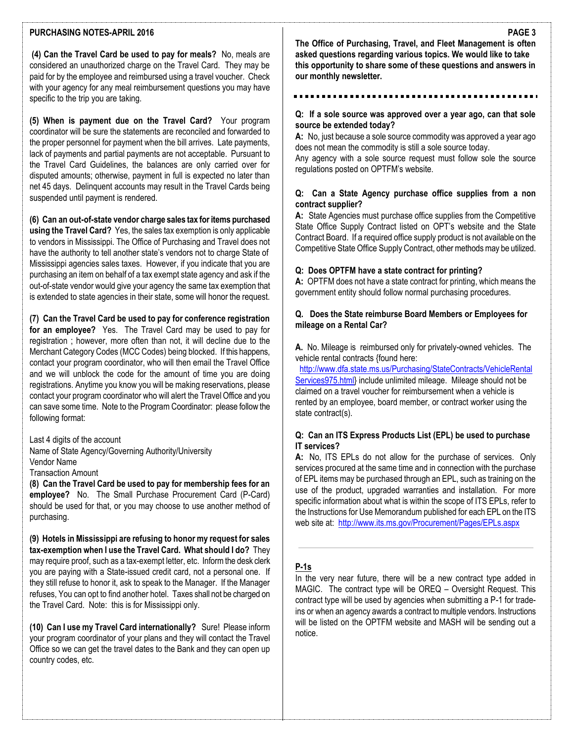**(4) Can the Travel Card be used to pay for meals?** No, meals are considered an unauthorized charge on the Travel Card. They may be paid for by the employee and reimbursed using a travel voucher. Check with your agency for any meal reimbursement questions you may have specific to the trip you are taking.

**(5) When is payment due on the Travel Card?** Your program coordinator will be sure the statements are reconciled and forwarded to the proper personnel for payment when the bill arrives. Late payments, lack of payments and partial payments are not acceptable. Pursuant to the Travel Card Guidelines, the balances are only carried over for disputed amounts; otherwise, payment in full is expected no later than net 45 days. Delinquent accounts may result in the Travel Cards being suspended until payment is rendered.

**(6) Can an out-of-state vendor charge sales tax for items purchased using the Travel Card?** Yes, the sales tax exemption is only applicable to vendors in Mississippi. The Office of Purchasing and Travel does not have the authority to tell another state's vendors not to charge State of Mississippi agencies sales taxes. However, if you indicate that you are purchasing an item on behalf of a tax exempt state agency and ask if the out-of-state vendor would give your agency the same tax exemption that is extended to state agencies in their state, some will honor the request.

**(7) Can the Travel Card be used to pay for conference registration for an employee?** Yes. The Travel Card may be used to pay for registration ; however, more often than not, it will decline due to the Merchant Category Codes (MCC Codes) being blocked. If this happens, contact your program coordinator, who will then email the Travel Office and we will unblock the code for the amount of time you are doing registrations. Anytime you know you will be making reservations, please contact your program coordinator who will alert the Travel Office and you can save some time. Note to the Program Coordinator: please follow the following format:

Last 4 digits of the account
Name of State Agency/Governing Authority/University
Vendor Name
Transaction Amount

**(8) Can the Travel Card be used to pay for membership fees for an employee?** No. The Small Purchase Procurement Card (P-Card) should be used for that, or you may choose to use another method of purchasing.

**(9) Hotels in Mississippi are refusing to honor my request for sales tax-exemption when I use the Travel Card. What should I do?** They may require proof, such as a tax-exempt letter, etc. Inform the desk clerk you are paying with a State-issued credit card, not a personal one. If they still refuse to honor it, ask to speak to the Manager. If the Manager refuses, You can opt to find another hotel. Taxes shall not be charged on the Travel Card. Note: this is for Mississippi only.

**(10) Can I use my Travel Card internationally?** Sure! Please inform your program coordinator of your plans and they will contact the Travel Office so we can get the travel dates to the Bank and they can open up country codes, etc.

**The Office of Purchasing, Travel, and Fleet Management is often asked questions regarding various topics. We would like to take this opportunity to share some of these questions and answers in our monthly newsletter.**

**Q: If a sole source was approved over a year ago, can that sole source be extended today?**

**A:** No, just because a sole source commodity was approved a year ago does not mean the commodity is still a sole source today.
Any agency with a sole source request must follow sole the source regulations posted on OPTFM's website.

**Q: Can a State Agency purchase office supplies from a non contract supplier?**

**A:** State Agencies must purchase office supplies from the Competitive State Office Supply Contract listed on OPT's website and the State Contract Board. If a required office supply product is not available on the Competitive State Office Supply Contract, other methods may be utilized.

**Q: Does OPTFM have a state contract for printing?**

**A:** OPTFM does not have a state contract for printing, which means the government entity should follow normal purchasing procedures.

**Q. Does the State reimburse Board Members or Employees for mileage on a Rental Car?**

**A.** No. Mileage is reimbursed only for privately-owned vehicles. The vehicle rental contracts {found here: http://www.dfa.state.ms.us/Purchasing/StateContracts/VehicleRentalServices975.html} include unlimited mileage. Mileage should not be claimed on a travel voucher for reimbursement when a vehicle is rented by an employee, board member, or contract worker using the state contract(s).

**Q: Can an ITS Express Products List (EPL) be used to purchase IT services?**

**A:** No, ITS EPLs do not allow for the purchase of services. Only services procured at the same time and in connection with the purchase of EPL items may be purchased through an EPL, such as training on the use of the product, upgraded warranties and installation. For more specific information about what is within the scope of ITS EPLs, refer to the Instructions for Use Memorandum published for each EPL on the ITS web site at: http://www.its.ms.gov/Procurement/Pages/EPLs.aspx

## P-1s

In the very near future, there will be a new contract type added in MAGIC. The contract type will be OREQ – Oversight Request. This contract type will be used by agencies when submitting a P-1 for trade-ins or when an agency awards a contract to multiple vendors. Instructions will be listed on the OPTFM website and MASH will be sending out a notice.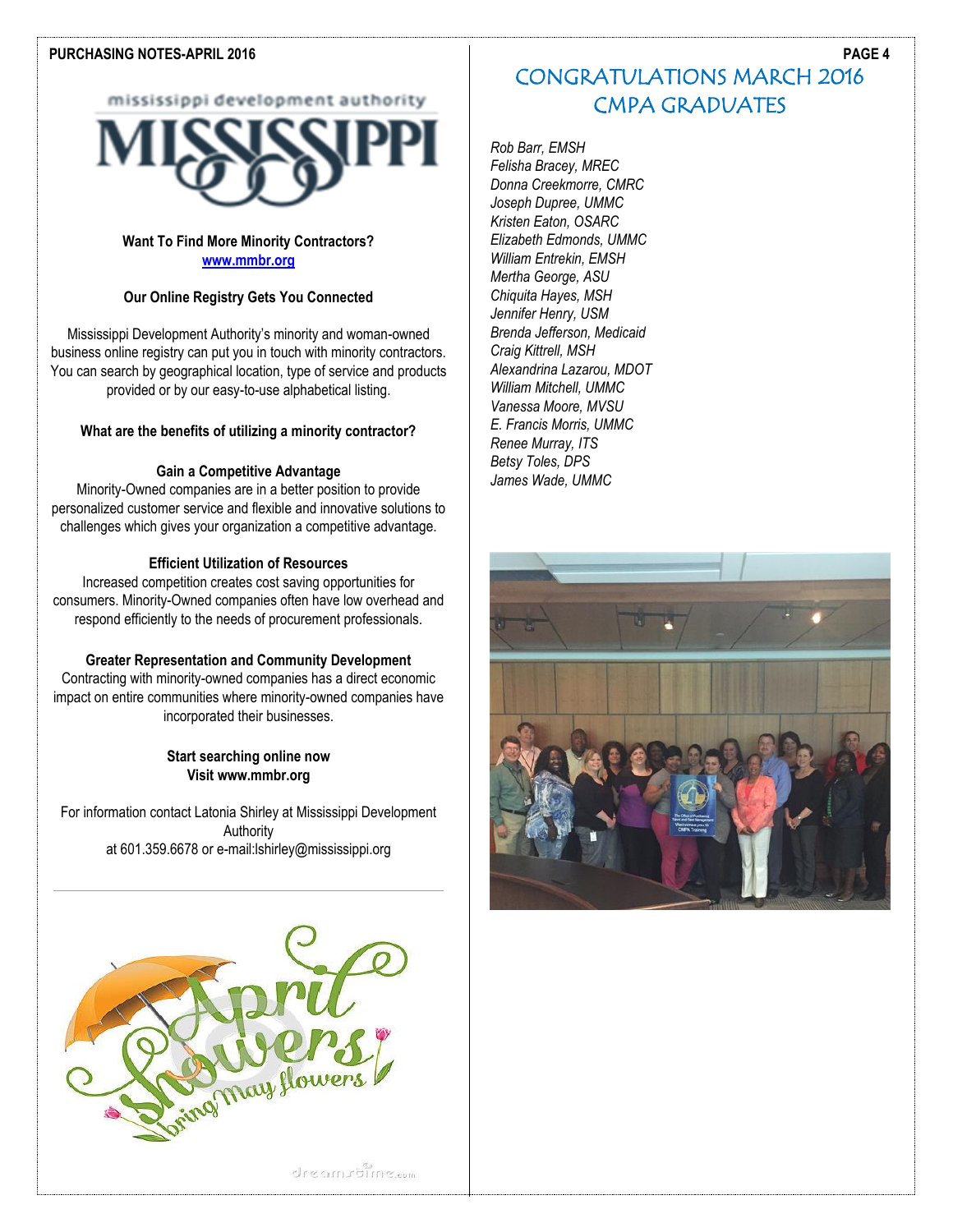mississippi development authority

MISSISSIPPI

**Want To Find More Minority Contractors?**
**www.mmbr.org**

**Our Online Registry Gets You Connected**

Mississippi Development Authority's minority and woman-owned business online registry can put you in touch with minority contractors. You can search by geographical location, type of service and products provided or by our easy-to-use alphabetical listing.

**What are the benefits of utilizing a minority contractor?**

**Gain a Competitive Advantage**
Minority-Owned companies are in a better position to provide personalized customer service and flexible and innovative solutions to challenges which gives your organization a competitive advantage.

**Efficient Utilization of Resources**
Increased competition creates cost saving opportunities for consumers. Minority-Owned companies often have low overhead and respond efficiently to the needs of procurement professionals.

**Greater Representation and Community Development**
Contracting with minority-owned companies has a direct economic impact on entire communities where minority-owned companies have incorporated their businesses.

**Start searching online now**
**Visit www.mmbr.org**

For information contact Latonia Shirley at Mississippi Development Authority at 601.359.6678 or e-mail:lshirley@mississippi.org

---

April Showers bring May flowers

# CONGRATULATIONS MARCH 2016 CMPA GRADUATES

*Rob Barr, EMSH*
*Felisha Bracey, MREC*
*Donna Creekmorre, CMRC*
*Joseph Dupree, UMMC*
*Kristen Eaton, OSARC*
*Elizabeth Edmonds, UMMC*
*William Entrekin, EMSH*
*Mertha George, ASU*
*Chiquita Hayes, MSH*
*Jennifer Henry, USM*
*Brenda Jefferson, Medicaid*
*Craig Kittrell, MSH*
*Alexandrina Lazarou, MDOT*
*William Mitchell, UMMC*
*Vanessa Moore, MVSU*
*E. Francis Morris, UMMC*
*Renee Murray, ITS*
*Betsy Toles, DPS*
*James Wade, UMMC*